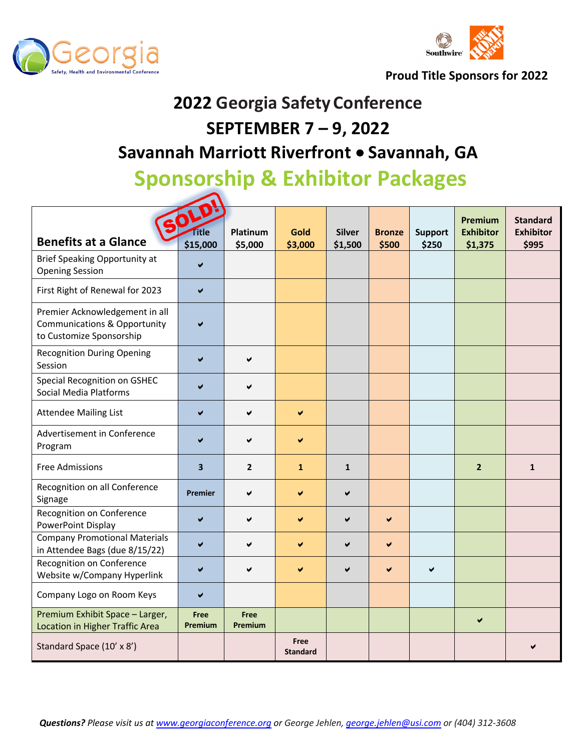Georgia Safety, Health and Environmental Conference

Proud Title Sponsors for 2022

# 2022 Georgia Safety Conference
## SEPTEMBER 7 – 9, 2022
## Savannah Marriott Riverfront • Savannah, GA
## Sponsorship & Exhibitor Packages

| Benefits at a Glance | SOLD! Title $15,000 | Platinum $5,000 | Gold $3,000 | Silver $1,500 | Bronze $500 | Support $250 | Premium Exhibitor $1,375 | Standard Exhibitor $995 |
|---|---|---|---|---|---|---|---|---|
| Brief Speaking Opportunity at Opening Session | ✔ | | | | | | | |
| First Right of Renewal for 2023 | ✔ | | | | | | | |
| Premier Acknowledgement in all Communications & Opportunity to Customize Sponsorship | ✔ | | | | | | | |
| Recognition During Opening Session | ✔ | ✔ | | | | | | |
| Special Recognition on GSHEC Social Media Platforms | ✔ | ✔ | | | | | | |
| Attendee Mailing List | ✔ | ✔ | ✔ | | | | | |
| Advertisement in Conference Program | ✔ | ✔ | ✔ | | | | | |
| Free Admissions | 3 | 2 | 1 | 1 | | | 2 | 1 |
| Recognition on all Conference Signage | Premier | ✔ | ✔ | ✔ | | | | |
| Recognition on Conference PowerPoint Display | ✔ | ✔ | ✔ | ✔ | ✔ | | | |
| Company Promotional Materials in Attendee Bags (due 8/15/22) | ✔ | ✔ | ✔ | ✔ | ✔ | | | |
| Recognition on Conference Website w/Company Hyperlink | ✔ | ✔ | ✔ | ✔ | ✔ | ✔ | | |
| Company Logo on Room Keys | ✔ | | | | | | | |
| Premium Exhibit Space – Larger, Location in Higher Traffic Area | Free Premium | Free Premium | | | | | ✔ | |
| Standard Space (10' x 8') | | | Free Standard | | | | | ✔ |

***Questions?*** *Please visit us at [www.georgiaconference.org](www.georgiaconference.org) or George Jehlen, [george.jehlen@usi.com](mailto:george.jehlen@usi.com) or (404) 312-3608*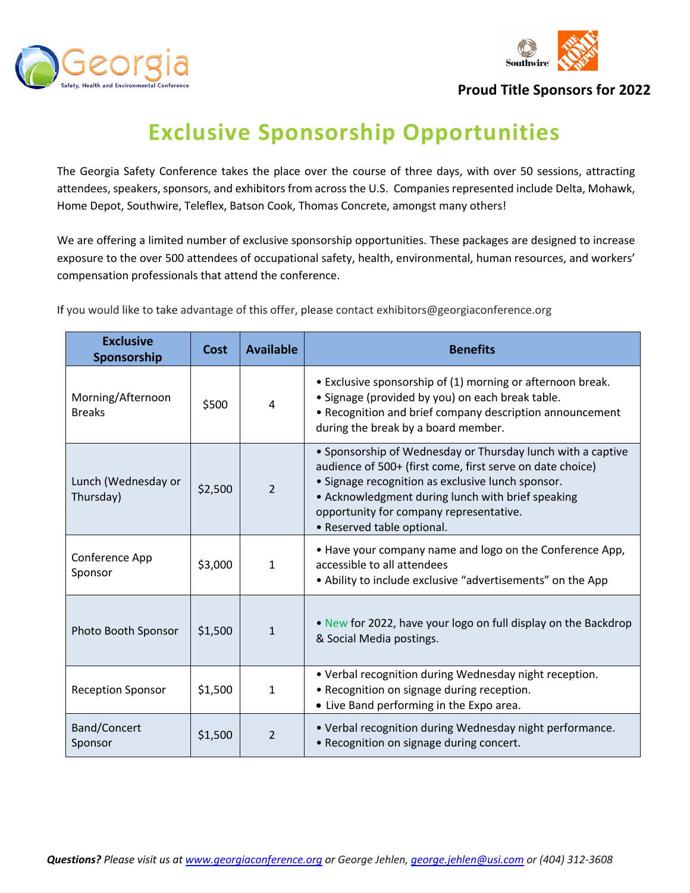Georgia Safety, Health and Environmental Conference

**Proud Title Sponsors for 2022**

# Exclusive Sponsorship Opportunities

The Georgia Safety Conference takes the place over the course of three days, with over 50 sessions, attracting attendees, speakers, sponsors, and exhibitors from across the U.S. Companies represented include Delta, Mohawk, Home Depot, Southwire, Teleflex, Batson Cook, Thomas Concrete, amongst many others!

We are offering a limited number of exclusive sponsorship opportunities. These packages are designed to increase exposure to the over 500 attendees of occupational safety, health, environmental, human resources, and workers' compensation professionals that attend the conference.

If you would like to take advantage of this offer, please contact exhibitors@georgiaconference.org

| Exclusive Sponsorship | Cost | Available | Benefits |
|---|---|---|---|
| Morning/Afternoon Breaks | $500 | 4 | • Exclusive sponsorship of (1) morning or afternoon break.<br>• Signage (provided by you) on each break table.<br>• Recognition and brief company description announcement during the break by a board member. |
| Lunch (Wednesday or Thursday) | $2,500 | 2 | • Sponsorship of Wednesday or Thursday lunch with a captive audience of 500+ (first come, first serve on date choice)<br>• Signage recognition as exclusive lunch sponsor.<br>• Acknowledgment during lunch with brief speaking opportunity for company representative.<br>• Reserved table optional. |
| Conference App Sponsor | $3,000 | 1 | • Have your company name and logo on the Conference App, accessible to all attendees<br>• Ability to include exclusive "advertisements" on the App |
| Photo Booth Sponsor | $1,500 | 1 | • New for 2022, have your logo on full display on the Backdrop & Social Media postings. |
| Reception Sponsor | $1,500 | 1 | • Verbal recognition during Wednesday night reception.<br>• Recognition on signage during reception.<br>• Live Band performing in the Expo area. |
| Band/Concert Sponsor | $1,500 | 2 | • Verbal recognition during Wednesday night performance.<br>• Recognition on signage during concert. |

***Questions?*** *Please visit us at [www.georgiaconference.org](www.georgiaconference.org) or George Jehlen, [george.jehlen@usi.com](mailto:george.jehlen@usi.com) or (404) 312-3608*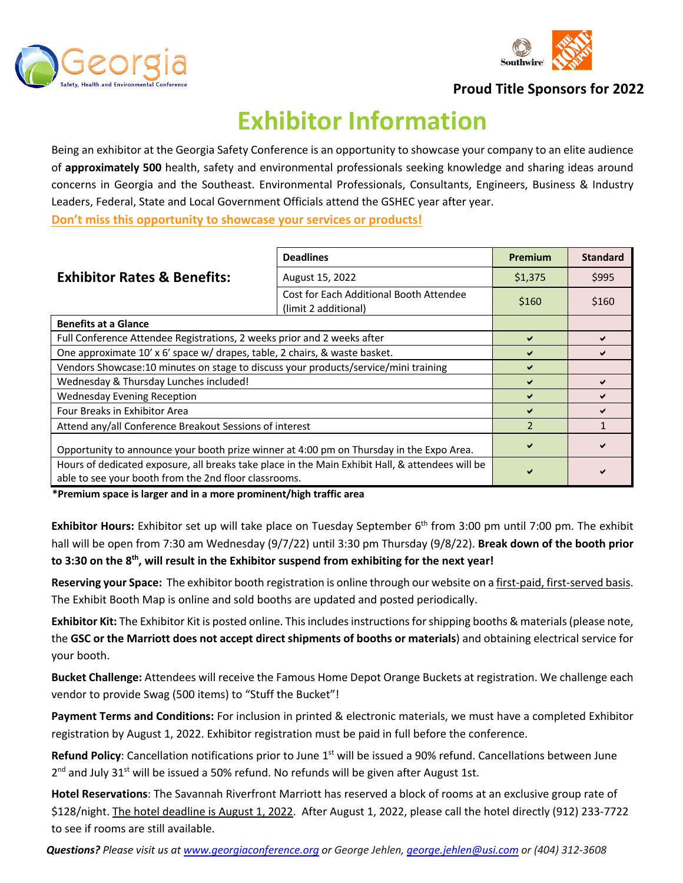Georgia Safety, Health and Environmental Conference

Southwire

**Proud Title Sponsors for 2022**

# Exhibitor Information

Being an exhibitor at the Georgia Safety Conference is an opportunity to showcase your company to an elite audience of **approximately 500** health, safety and environmental professionals seeking knowledge and sharing ideas around concerns in Georgia and the Southeast. Environmental Professionals, Consultants, Engineers, Business & Industry Leaders, Federal, State and Local Government Officials attend the GSHEC year after year.

**Don't miss this opportunity to showcase your services or products!**

| **Exhibitor Rates & Benefits:** | **Deadlines** | **Premium** | **Standard** |
|---|---|---|---|
| | August 15, 2022 | $1,375 | $995 |
| | Cost for Each Additional Booth Attendee (limit 2 additional) | $160 | $160 |

| **Benefits at a Glance** | | |
|---|---|---|
| Full Conference Attendee Registrations, 2 weeks prior and 2 weeks after | ✔ | ✔ |
| One approximate 10' x 6' space w/ drapes, table, 2 chairs, & waste basket. | ✔ | ✔ |
| Vendors Showcase:10 minutes on stage to discuss your products/service/mini training | ✔ | |
| Wednesday & Thursday Lunches included! | ✔ | ✔ |
| Wednesday Evening Reception | ✔ | ✔ |
| Four Breaks in Exhibitor Area | ✔ | ✔ |
| Attend any/all Conference Breakout Sessions of interest | 2 | 1 |
| Opportunity to announce your booth prize winner at 4:00 pm on Thursday in the Expo Area. | ✔ | ✔ |
| Hours of dedicated exposure, all breaks take place in the Main Exhibit Hall, & attendees will be able to see your booth from the 2nd floor classrooms. | ✔ | ✔ |

***Premium space is larger and in a more prominent/high traffic area**

**Exhibitor Hours:** Exhibitor set up will take place on Tuesday September 6th from 3:00 pm until 7:00 pm. The exhibit hall will be open from 7:30 am Wednesday (9/7/22) until 3:30 pm Thursday (9/8/22). **Break down of the booth prior to 3:30 on the 8th, will result in the Exhibitor suspend from exhibiting for the next year!**

**Reserving your Space:** The exhibitor booth registration is online through our website on a first-paid, first-served basis. The Exhibit Booth Map is online and sold booths are updated and posted periodically.

**Exhibitor Kit:** The Exhibitor Kit is posted online. This includes instructions for shipping booths & materials (please note, the **GSC or the Marriott does not accept direct shipments of booths or materials**) and obtaining electrical service for your booth.

**Bucket Challenge:** Attendees will receive the Famous Home Depot Orange Buckets at registration. We challenge each vendor to provide Swag (500 items) to "Stuff the Bucket"!

**Payment Terms and Conditions:** For inclusion in printed & electronic materials, we must have a completed Exhibitor registration by August 1, 2022. Exhibitor registration must be paid in full before the conference.

**Refund Policy**: Cancellation notifications prior to June 1st will be issued a 90% refund. Cancellations between June 2nd and July 31st will be issued a 50% refund. No refunds will be given after August 1st.

**Hotel Reservations**: The Savannah Riverfront Marriott has reserved a block of rooms at an exclusive group rate of $128/night. The hotel deadline is August 1, 2022. After August 1, 2022, please call the hotel directly (912) 233-7722 to see if rooms are still available.

***Questions?** Please visit us at www.georgiaconference.org or George Jehlen, george.jehlen@usi.com or (404) 312-3608*